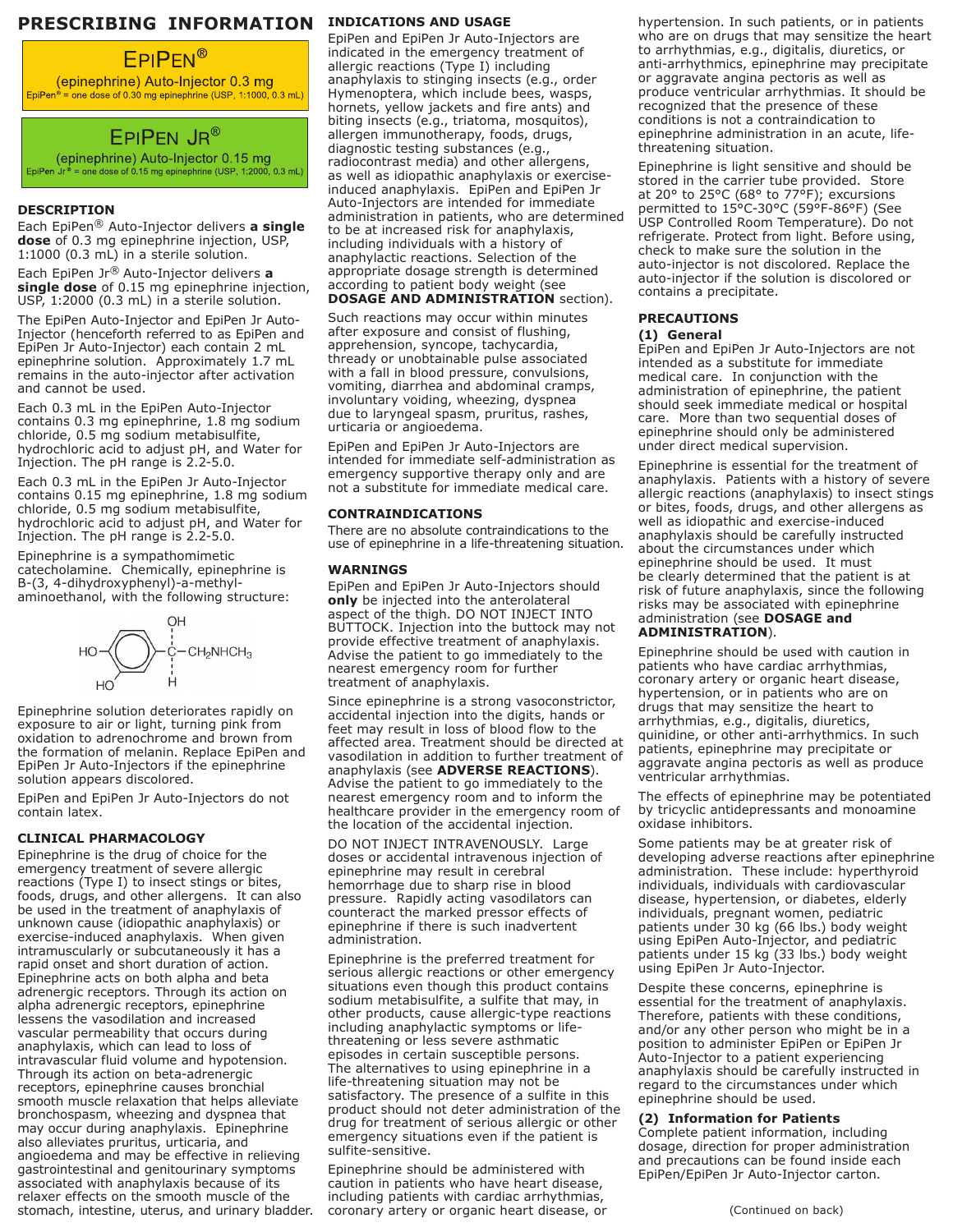# PRESCRIBING INFORMATION

**EPIPEN®**
(epinephrine) Auto-Injector 0.3 mg
EpiPen® = one dose of 0.30 mg epinephrine (USP, 1:1000, 0.3 mL)

**EPIPEN JR®**
(epinephrine) Auto-Injector 0.15 mg
EpiPen Jr® = one dose of 0.15 mg epinephrine (USP, 1:2000, 0.3 mL)

## DESCRIPTION

Each EpiPen® Auto-Injector delivers **a single dose** of 0.3 mg epinephrine injection, USP, 1:1000 (0.3 mL) in a sterile solution.

Each EpiPen Jr® Auto-Injector delivers **a single dose** of 0.15 mg epinephrine injection, USP, 1:2000 (0.3 mL) in a sterile solution.

The EpiPen Auto-Injector and EpiPen Jr Auto-Injector (henceforth referred to as EpiPen and EpiPen Jr Auto-Injector) each contain 2 mL epinephrine solution. Approximately 1.7 mL remains in the auto-injector after activation and cannot be used.

Each 0.3 mL in the EpiPen Auto-Injector contains 0.3 mg epinephrine, 1.8 mg sodium chloride, 0.5 mg sodium metabisulfite, hydrochloric acid to adjust pH, and Water for Injection. The pH range is 2.2-5.0.

Each 0.3 mL in the EpiPen Jr Auto-Injector contains 0.15 mg epinephrine, 1.8 mg sodium chloride, 0.5 mg sodium metabisulfite, hydrochloric acid to adjust pH, and Water for Injection. The pH range is 2.2-5.0.

Epinephrine is a sympathomimetic catecholamine. Chemically, epinephrine is B-(3, 4-dihydroxyphenyl)-a-methyl-aminoethanol, with the following structure:

[Chemical structure: HO, HO on benzene ring; C(OH)(H)–$CH_2NHCH_3$]

Epinephrine solution deteriorates rapidly on exposure to air or light, turning pink from oxidation to adrenochrome and brown from the formation of melanin. Replace EpiPen and EpiPen Jr Auto-Injectors if the epinephrine solution appears discolored.

EpiPen and EpiPen Jr Auto-Injectors do not contain latex.

## CLINICAL PHARMACOLOGY

Epinephrine is the drug of choice for the emergency treatment of severe allergic reactions (Type I) to insect stings or bites, foods, drugs, and other allergens. It can also be used in the treatment of anaphylaxis of unknown cause (idiopathic anaphylaxis) or exercise-induced anaphylaxis. When given intramuscularly or subcutaneously it has a rapid onset and short duration of action. Epinephrine acts on both alpha and beta adrenergic receptors. Through its action on alpha adrenergic receptors, epinephrine lessens the vasodilation and increased vascular permeability that occurs during anaphylaxis, which can lead to loss of intravascular fluid volume and hypotension. Through its action on beta-adrenergic receptors, epinephrine causes bronchial smooth muscle relaxation that helps alleviate bronchospasm, wheezing and dyspnea that may occur during anaphylaxis. Epinephrine also alleviates pruritus, urticaria, and angioedema and may be effective in relieving gastrointestinal and genitourinary symptoms associated with anaphylaxis because of its relaxer effects on the smooth muscle of the stomach, intestine, uterus, and urinary bladder.

## INDICATIONS AND USAGE

EpiPen and EpiPen Jr Auto-Injectors are indicated in the emergency treatment of allergic reactions (Type I) including anaphylaxis to stinging insects (e.g., order Hymenoptera, which include bees, wasps, hornets, yellow jackets and fire ants) and biting insects (e.g., triatoma, mosquitos), allergen immunotherapy, foods, drugs, diagnostic testing substances (e.g., radiocontrast media) and other allergens, as well as idiopathic anaphylaxis or exercise-induced anaphylaxis. EpiPen and EpiPen Jr Auto-Injectors are intended for immediate administration in patients, who are determined to be at increased risk for anaphylaxis, including individuals with a history of anaphylactic reactions. Selection of the appropriate dosage strength is determined according to patient body weight (see **DOSAGE AND ADMINISTRATION** section).

Such reactions may occur within minutes after exposure and consist of flushing, apprehension, syncope, tachycardia, thready or unobtainable pulse associated with a fall in blood pressure, convulsions, vomiting, diarrhea and abdominal cramps, involuntary voiding, wheezing, dyspnea due to laryngeal spasm, pruritus, rashes, urticaria or angioedema.

EpiPen and EpiPen Jr Auto-Injectors are intended for immediate self-administration as emergency supportive therapy only and are not a substitute for immediate medical care.

## CONTRAINDICATIONS

There are no absolute contraindications to the use of epinephrine in a life-threatening situation.

## WARNINGS

EpiPen and EpiPen Jr Auto-Injectors should **only** be injected into the anterolateral aspect of the thigh. DO NOT INJECT INTO BUTTOCK. Injection into the buttock may not provide effective treatment of anaphylaxis. Advise the patient to go immediately to the nearest emergency room for further treatment of anaphylaxis.

Since epinephrine is a strong vasoconstrictor, accidental injection into the digits, hands or feet may result in loss of blood flow to the affected area. Treatment should be directed at vasodilation in addition to further treatment of anaphylaxis (see **ADVERSE REACTIONS**). Advise the patient to go immediately to the nearest emergency room and to inform the healthcare provider in the emergency room of the location of the accidental injection.

DO NOT INJECT INTRAVENOUSLY. Large doses or accidental intravenous injection of epinephrine may result in cerebral hemorrhage due to sharp rise in blood pressure. Rapidly acting vasodilators can counteract the marked pressor effects of epinephrine if there is such inadvertent administration.

Epinephrine is the preferred treatment for serious allergic reactions or other emergency situations even though this product contains sodium metabisulfite, a sulfite that may, in other products, cause allergic-type reactions including anaphylactic symptoms or life-threatening or less severe asthmatic episodes in certain susceptible persons. The alternatives to using epinephrine in a life-threatening situation may not be satisfactory. The presence of a sulfite in this product should not deter administration of the drug for treatment of serious allergic or other emergency situations even if the patient is sulfite-sensitive.

Epinephrine should be administered with caution in patients who have heart disease, including patients with cardiac arrhythmias, coronary artery or organic heart disease, or hypertension. In such patients, or in patients who are on drugs that may sensitize the heart to arrhythmias, e.g., digitalis, diuretics, or anti-arrhythmics, epinephrine may precipitate or aggravate angina pectoris as well as produce ventricular arrhythmias. It should be recognized that the presence of these conditions is not a contraindication to epinephrine administration in an acute, life-threatening situation.

Epinephrine is light sensitive and should be stored in the carrier tube provided. Store at 20° to 25°C (68° to 77°F); excursions permitted to 15°C-30°C (59°F-86°F) (See USP Controlled Room Temperature). Do not refrigerate. Protect from light. Before using, check to make sure the solution in the auto-injector is not discolored. Replace the auto-injector if the solution is discolored or contains a precipitate.

## PRECAUTIONS

### (1) General

EpiPen and EpiPen Jr Auto-Injectors are not intended as a substitute for immediate medical care. In conjunction with the administration of epinephrine, the patient should seek immediate medical or hospital care. More than two sequential doses of epinephrine should only be administered under direct medical supervision.

Epinephrine is essential for the treatment of anaphylaxis. Patients with a history of severe allergic reactions (anaphylaxis) to insect stings or bites, foods, drugs, and other allergens as well as idiopathic and exercise-induced anaphylaxis should be carefully instructed about the circumstances under which epinephrine should be used. It must be clearly determined that the patient is at risk of future anaphylaxis, since the following risks may be associated with epinephrine administration (see **DOSAGE and ADMINISTRATION**).

Epinephrine should be used with caution in patients who have cardiac arrhythmias, coronary artery or organic heart disease, hypertension, or in patients who are on drugs that may sensitize the heart to arrhythmias, e.g., digitalis, diuretics, quinidine, or other anti-arrhythmics. In such patients, epinephrine may precipitate or aggravate angina pectoris as well as produce ventricular arrhythmias.

The effects of epinephrine may be potentiated by tricyclic antidepressants and monoamine oxidase inhibitors.

Some patients may be at greater risk of developing adverse reactions after epinephrine administration. These include: hyperthyroid individuals, individuals with cardiovascular disease, hypertension, or diabetes, elderly individuals, pregnant women, pediatric patients under 30 kg (66 lbs.) body weight using EpiPen Auto-Injector, and pediatric patients under 15 kg (33 lbs.) body weight using EpiPen Jr Auto-Injector.

Despite these concerns, epinephrine is essential for the treatment of anaphylaxis. Therefore, patients with these conditions, and/or any other person who might be in a position to administer EpiPen or EpiPen Jr Auto-Injector to a patient experiencing anaphylaxis should be carefully instructed in regard to the circumstances under which epinephrine should be used.

### (2) Information for Patients

Complete patient information, including dosage, direction for proper administration and precautions can be found inside each EpiPen/EpiPen Jr Auto-Injector carton.

(Continued on back)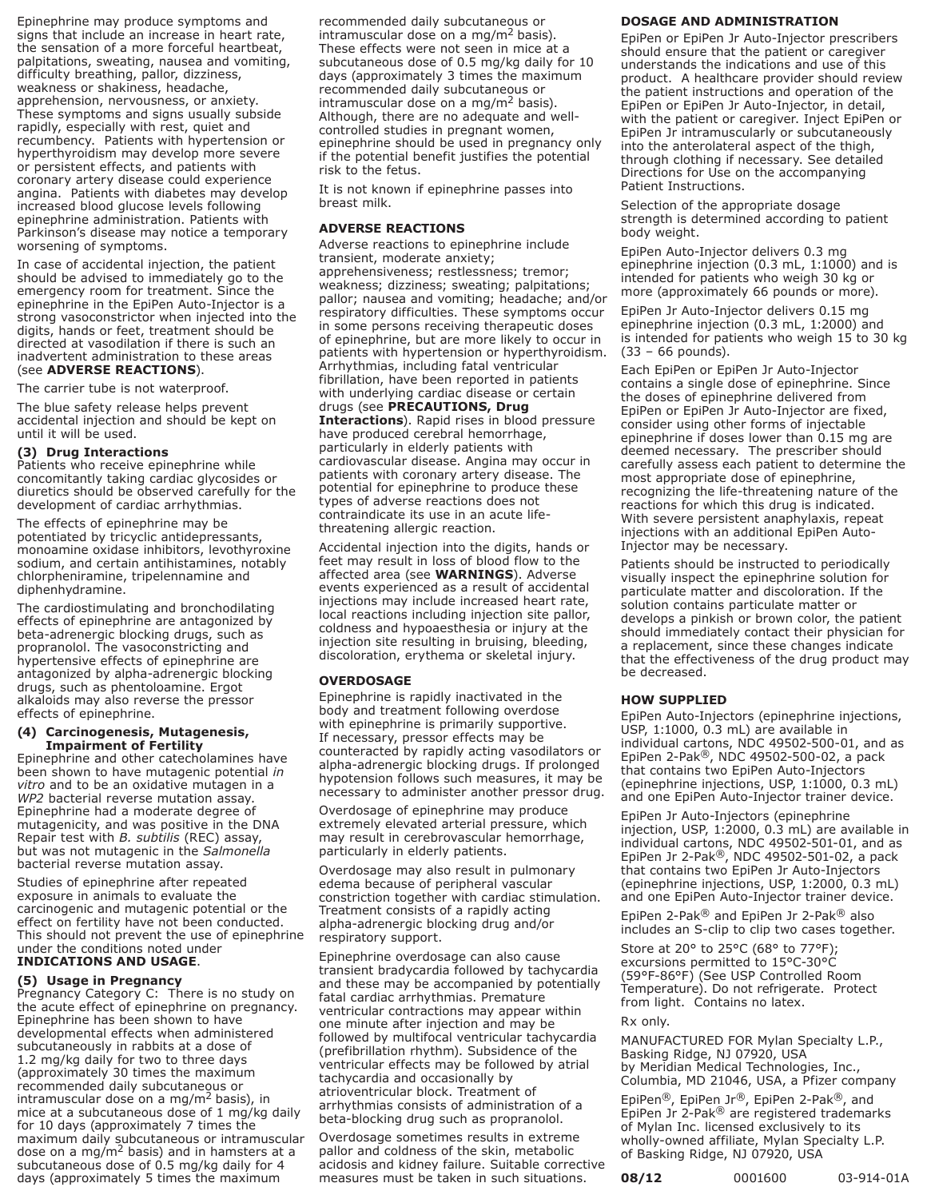Epinephrine may produce symptoms and signs that include an increase in heart rate, the sensation of a more forceful heartbeat, palpitations, sweating, nausea and vomiting, difficulty breathing, pallor, dizziness, weakness or shakiness, headache, apprehension, nervousness, or anxiety. These symptoms and signs usually subside rapidly, especially with rest, quiet and recumbency. Patients with hypertension or hyperthyroidism may develop more severe or persistent effects, and patients with coronary artery disease could experience angina. Patients with diabetes may develop increased blood glucose levels following epinephrine administration. Patients with Parkinson's disease may notice a temporary worsening of symptoms.

In case of accidental injection, the patient should be advised to immediately go to the emergency room for treatment. Since the epinephrine in the EpiPen Auto-Injector is a strong vasoconstrictor when injected into the digits, hands or feet, treatment should be directed at vasodilation if there is such an inadvertent administration to these areas (see **ADVERSE REACTIONS**).

The carrier tube is not waterproof.

The blue safety release helps prevent accidental injection and should be kept on until it will be used.

**(3) Drug Interactions**

Patients who receive epinephrine while concomitantly taking cardiac glycosides or diuretics should be observed carefully for the development of cardiac arrhythmias.

The effects of epinephrine may be potentiated by tricyclic antidepressants, monoamine oxidase inhibitors, levothyroxine sodium, and certain antihistamines, notably chlorpheniramine, tripelennamine and diphenhydramine.

The cardiostimulating and bronchodilating effects of epinephrine are antagonized by beta-adrenergic blocking drugs, such as propranolol. The vasoconstricting and hypertensive effects of epinephrine are antagonized by alpha-adrenergic blocking drugs, such as phentoloamine. Ergot alkaloids may also reverse the pressor effects of epinephrine.

**(4) Carcinogenesis, Mutagenesis, Impairment of Fertility**

Epinephrine and other catecholamines have been shown to have mutagenic potential *in vitro* and to be an oxidative mutagen in a *WP2* bacterial reverse mutation assay. Epinephrine had a moderate degree of mutagenicity, and was positive in the DNA Repair test with *B. subtilis* (REC) assay, but was not mutagenic in the *Salmonella* bacterial reverse mutation assay.

Studies of epinephrine after repeated exposure in animals to evaluate the carcinogenic and mutagenic potential or the effect on fertility have not been conducted. This should not prevent the use of epinephrine under the conditions noted under **INDICATIONS AND USAGE**.

**(5) Usage in Pregnancy**

Pregnancy Category C: There is no study on the acute effect of epinephrine on pregnancy. Epinephrine has been shown to have developmental effects when administered subcutaneously in rabbits at a dose of 1.2 mg/kg daily for two to three days (approximately 30 times the maximum recommended daily subcutaneous or intramuscular dose on a mg/m$^2$ basis), in mice at a subcutaneous dose of 1 mg/kg daily for 10 days (approximately 7 times the maximum daily subcutaneous or intramuscular dose on a mg/m$^2$ basis) and in hamsters at a subcutaneous dose of 0.5 mg/kg daily for 4 days (approximately 5 times the maximum recommended daily subcutaneous or intramuscular dose on a mg/m$^2$ basis). These effects were not seen in mice at a subcutaneous dose of 0.5 mg/kg daily for 10 days (approximately 3 times the maximum recommended daily subcutaneous or intramuscular dose on a mg/m$^2$ basis). Although, there are no adequate and well-controlled studies in pregnant women, epinephrine should be used in pregnancy only if the potential benefit justifies the potential risk to the fetus.

It is not known if epinephrine passes into breast milk.

## ADVERSE REACTIONS

Adverse reactions to epinephrine include transient, moderate anxiety; apprehensiveness; restlessness; tremor; weakness; dizziness; sweating; palpitations; pallor; nausea and vomiting; headache; and/or respiratory difficulties. These symptoms occur in some persons receiving therapeutic doses of epinephrine, but are more likely to occur in patients with hypertension or hyperthyroidism. Arrhythmias, including fatal ventricular fibrillation, have been reported in patients with underlying cardiac disease or certain drugs (see **PRECAUTIONS, Drug Interactions**). Rapid rises in blood pressure have produced cerebral hemorrhage, particularly in elderly patients with cardiovascular disease. Angina may occur in patients with coronary artery disease. The potential for epinephrine to produce these types of adverse reactions does not contraindicate its use in an acute life-threatening allergic reaction.

Accidental injection into the digits, hands or feet may result in loss of blood flow to the affected area (see **WARNINGS**). Adverse events experienced as a result of accidental injections may include increased heart rate, local reactions including injection site pallor, coldness and hypoaesthesia or injury at the injection site resulting in bruising, bleeding, discoloration, erythema or skeletal injury.

## OVERDOSAGE

Epinephrine is rapidly inactivated in the body and treatment following overdose with epinephrine is primarily supportive. If necessary, pressor effects may be counteracted by rapidly acting vasodilators or alpha-adrenergic blocking drugs. If prolonged hypotension follows such measures, it may be necessary to administer another pressor drug.

Overdosage of epinephrine may produce extremely elevated arterial pressure, which may result in cerebrovascular hemorrhage, particularly in elderly patients.

Overdosage may also result in pulmonary edema because of peripheral vascular constriction together with cardiac stimulation. Treatment consists of a rapidly acting alpha-adrenergic blocking drug and/or respiratory support.

Epinephrine overdosage can also cause transient bradycardia followed by tachycardia and these may be accompanied by potentially fatal cardiac arrhythmias. Premature ventricular contractions may appear within one minute after injection and may be followed by multifocal ventricular tachycardia (prefibrillation rhythm). Subsidence of the ventricular effects may be followed by atrial tachycardia and occasionally by atrioventricular block. Treatment of arrhythmias consists of administration of a beta-blocking drug such as propranolol.

Overdosage sometimes results in extreme pallor and coldness of the skin, metabolic acidosis and kidney failure. Suitable corrective measures must be taken in such situations.

## DOSAGE AND ADMINISTRATION

EpiPen or EpiPen Jr Auto-Injector prescribers should ensure that the patient or caregiver understands the indications and use of this product. A healthcare provider should review the patient instructions and operation of the EpiPen or EpiPen Jr Auto-Injector, in detail, with the patient or caregiver. Inject EpiPen or EpiPen Jr intramuscularly or subcutaneously into the anterolateral aspect of the thigh, through clothing if necessary. See detailed Directions for Use on the accompanying Patient Instructions.

Selection of the appropriate dosage strength is determined according to patient body weight.

EpiPen Auto-Injector delivers 0.3 mg epinephrine injection (0.3 mL, 1:1000) and is intended for patients who weigh 30 kg or more (approximately 66 pounds or more).

EpiPen Jr Auto-Injector delivers 0.15 mg epinephrine injection (0.3 mL, 1:2000) and is intended for patients who weigh 15 to 30 kg (33 – 66 pounds).

Each EpiPen or EpiPen Jr Auto-Injector contains a single dose of epinephrine. Since the doses of epinephrine delivered from EpiPen or EpiPen Jr Auto-Injector are fixed, consider using other forms of injectable epinephrine if doses lower than 0.15 mg are deemed necessary. The prescriber should carefully assess each patient to determine the most appropriate dose of epinephrine, recognizing the life-threatening nature of the reactions for which this drug is indicated. With severe persistent anaphylaxis, repeat injections with an additional EpiPen Auto-Injector may be necessary.

Patients should be instructed to periodically visually inspect the epinephrine solution for particulate matter and discoloration. If the solution contains particulate matter or develops a pinkish or brown color, the patient should immediately contact their physician for a replacement, since these changes indicate that the effectiveness of the drug product may be decreased.

## HOW SUPPLIED

EpiPen Auto-Injectors (epinephrine injections, USP, 1:1000, 0.3 mL) are available in individual cartons, NDC 49502-500-01, and as EpiPen 2-Pak®, NDC 49502-500-02, a pack that contains two EpiPen Auto-Injectors (epinephrine injections, USP, 1:1000, 0.3 mL) and one EpiPen Auto-Injector trainer device.

EpiPen Jr Auto-Injectors (epinephrine injection, USP, 1:2000, 0.3 mL) are available in individual cartons, NDC 49502-501-01, and as EpiPen Jr 2-Pak®, NDC 49502-501-02, a pack that contains two EpiPen Jr Auto-Injectors (epinephrine injections, USP, 1:2000, 0.3 mL) and one EpiPen Auto-Injector trainer device.

EpiPen 2-Pak® and EpiPen Jr 2-Pak® also includes an S-clip to clip two cases together.

Store at 20° to 25°C (68° to 77°F); excursions permitted to 15°C-30°C (59°F-86°F) (See USP Controlled Room Temperature). Do not refrigerate. Protect from light. Contains no latex.

Rx only.

MANUFACTURED FOR Mylan Specialty L.P., Basking Ridge, NJ 07920, USA
by Meridian Medical Technologies, Inc., Columbia, MD 21046, USA, a Pfizer company

EpiPen®, EpiPen Jr®, EpiPen 2-Pak®, and EpiPen Jr 2-Pak® are registered trademarks of Mylan Inc. licensed exclusively to its wholly-owned affiliate, Mylan Specialty L.P. of Basking Ridge, NJ 07920, USA

**08/12** 0001600 03-914-01A